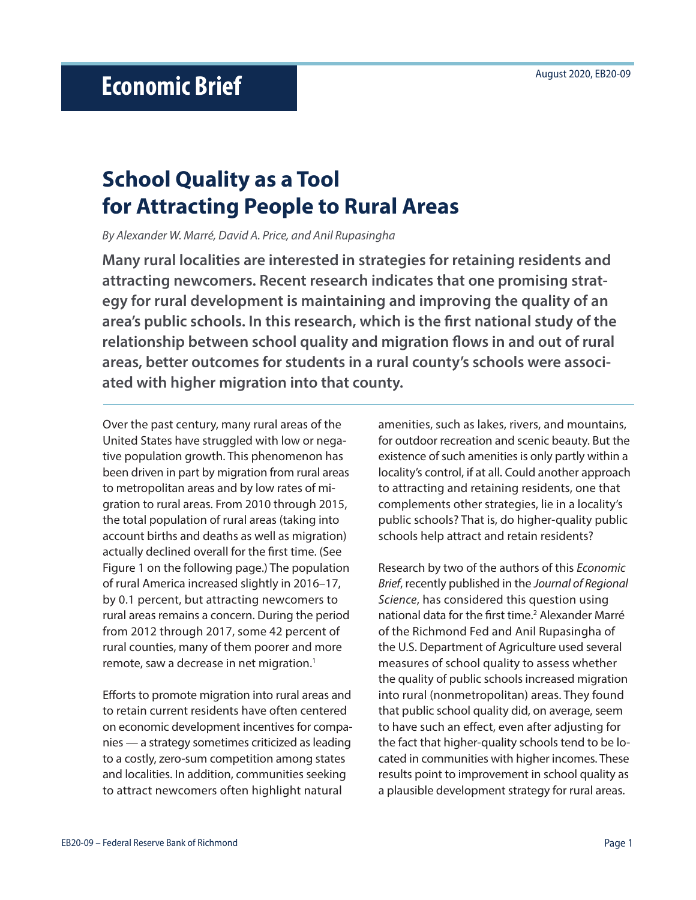# Economic Brief

August 2020, EB20-09

## School Quality as a Tool for Attracting People to Rural Areas

*By Alexander W. Marré, David A. Price, and Anil Rupasingha*

**Many rural localities are interested in strategies for retaining residents and attracting newcomers. Recent research indicates that one promising strategy for rural development is maintaining and improving the quality of an area's public schools. In this research, which is the first national study of the relationship between school quality and migration flows in and out of rural areas, better outcomes for students in a rural county's schools were associated with higher migration into that county.**

Over the past century, many rural areas of the United States have struggled with low or negative population growth. This phenomenon has been driven in part by migration from rural areas to metropolitan areas and by low rates of migration to rural areas. From 2010 through 2015, the total population of rural areas (taking into account births and deaths as well as migration) actually declined overall for the first time. (See Figure 1 on the following page.) The population of rural America increased slightly in 2016–17, by 0.1 percent, but attracting newcomers to rural areas remains a concern. During the period from 2012 through 2017, some 42 percent of rural counties, many of them poorer and more remote, saw a decrease in net migration.[1]

Efforts to promote migration into rural areas and to retain current residents have often centered on economic development incentives for companies — a strategy sometimes criticized as leading to a costly, zero-sum competition among states and localities. In addition, communities seeking to attract newcomers often highlight natural amenities, such as lakes, rivers, and mountains, for outdoor recreation and scenic beauty. But the existence of such amenities is only partly within a locality's control, if at all. Could another approach to attracting and retaining residents, one that complements other strategies, lie in a locality's public schools? That is, do higher-quality public schools help attract and retain residents?

Research by two of the authors of this *Economic Brief*, recently published in the *Journal of Regional Science*, has considered this question using national data for the first time.[2] Alexander Marré of the Richmond Fed and Anil Rupasingha of the U.S. Department of Agriculture used several measures of school quality to assess whether the quality of public schools increased migration into rural (nonmetropolitan) areas. They found that public school quality did, on average, seem to have such an effect, even after adjusting for the fact that higher-quality schools tend to be located in communities with higher incomes. These results point to improvement in school quality as a plausible development strategy for rural areas.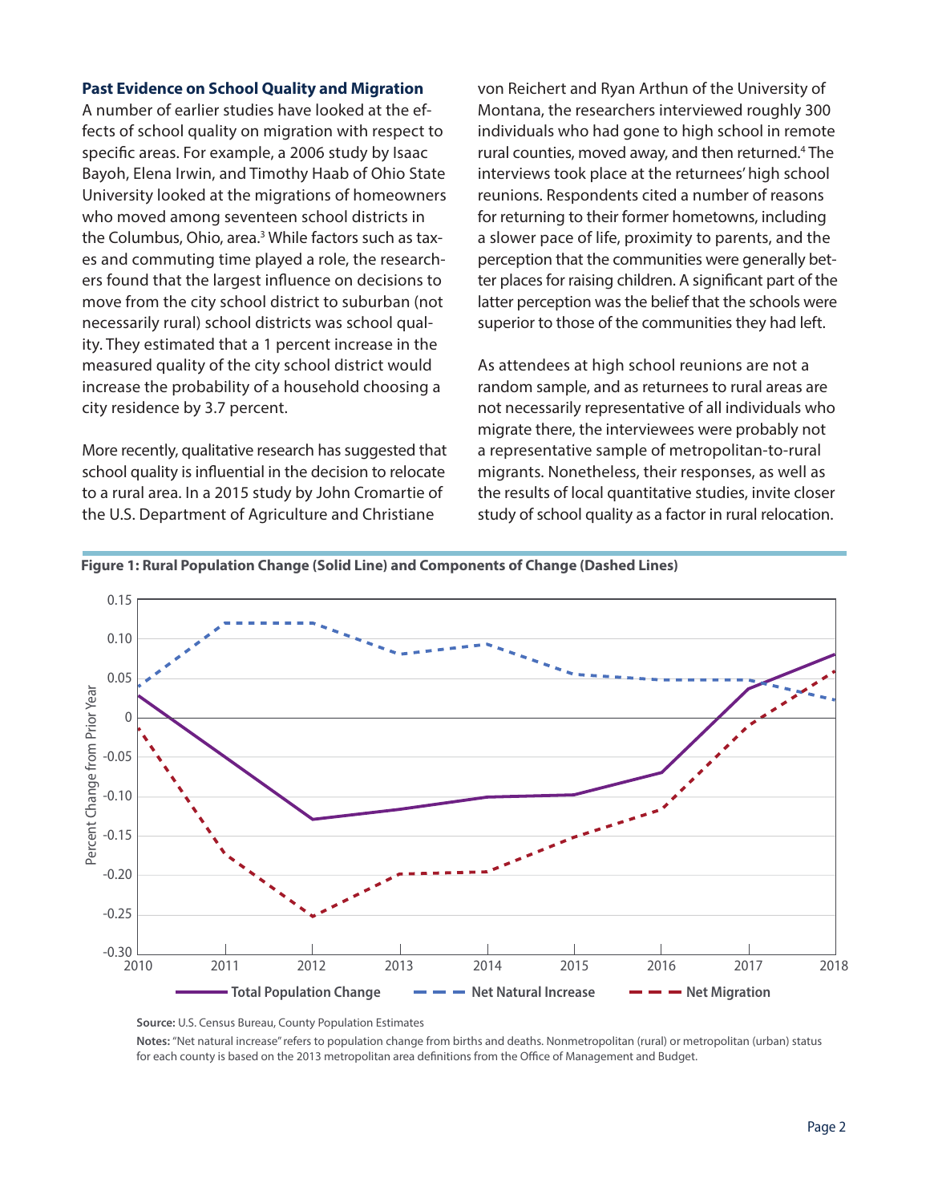### Past Evidence on School Quality and Migration

A number of earlier studies have looked at the effects of school quality on migration with respect to specific areas. For example, a 2006 study by Isaac Bayoh, Elena Irwin, and Timothy Haab of Ohio State University looked at the migrations of homeowners who moved among seventeen school districts in the Columbus, Ohio, area.[3] While factors such as taxes and commuting time played a role, the researchers found that the largest influence on decisions to move from the city school district to suburban (not necessarily rural) school districts was school quality. They estimated that a 1 percent increase in the measured quality of the city school district would increase the probability of a household choosing a city residence by 3.7 percent.

More recently, qualitative research has suggested that school quality is influential in the decision to relocate to a rural area. In a 2015 study by John Cromartie of the U.S. Department of Agriculture and Christiane von Reichert and Ryan Arthun of the University of Montana, the researchers interviewed roughly 300 individuals who had gone to high school in remote rural counties, moved away, and then returned.[4] The interviews took place at the returnees' high school reunions. Respondents cited a number of reasons for returning to their former hometowns, including a slower pace of life, proximity to parents, and the perception that the communities were generally better places for raising children. A significant part of the latter perception was the belief that the schools were superior to those of the communities they had left.

As attendees at high school reunions are not a random sample, and as returnees to rural areas are not necessarily representative of all individuals who migrate there, the interviewees were probably not a representative sample of metropolitan-to-rural migrants. Nonetheless, their responses, as well as the results of local quantitative studies, invite closer study of school quality as a factor in rural relocation.

**Figure 1: Rural Population Change (Solid Line) and Components of Change (Dashed Lines)**

**Source:** U.S. Census Bureau, County Population Estimates

**Notes:** "Net natural increase" refers to population change from births and deaths. Nonmetropolitan (rural) or metropolitan (urban) status for each county is based on the 2013 metropolitan area definitions from the Office of Management and Budget.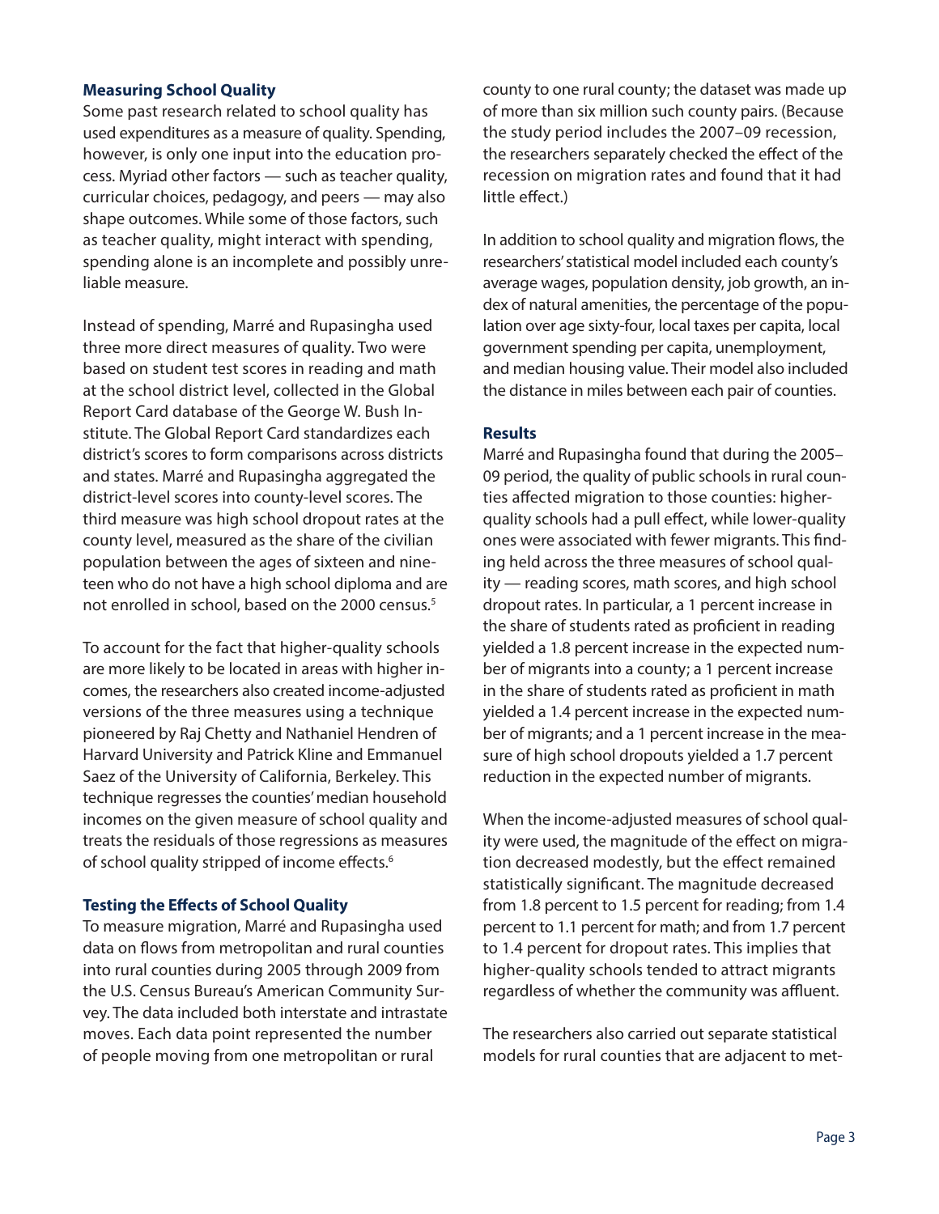### Measuring School Quality

Some past research related to school quality has used expenditures as a measure of quality. Spending, however, is only one input into the education process. Myriad other factors — such as teacher quality, curricular choices, pedagogy, and peers — may also shape outcomes. While some of those factors, such as teacher quality, might interact with spending, spending alone is an incomplete and possibly unreliable measure.

Instead of spending, Marré and Rupasingha used three more direct measures of quality. Two were based on student test scores in reading and math at the school district level, collected in the Global Report Card database of the George W. Bush Institute. The Global Report Card standardizes each district's scores to form comparisons across districts and states. Marré and Rupasingha aggregated the district-level scores into county-level scores. The third measure was high school dropout rates at the county level, measured as the share of the civilian population between the ages of sixteen and nineteen who do not have a high school diploma and are not enrolled in school, based on the 2000 census.[5]

To account for the fact that higher-quality schools are more likely to be located in areas with higher incomes, the researchers also created income-adjusted versions of the three measures using a technique pioneered by Raj Chetty and Nathaniel Hendren of Harvard University and Patrick Kline and Emmanuel Saez of the University of California, Berkeley. This technique regresses the counties' median household incomes on the given measure of school quality and treats the residuals of those regressions as measures of school quality stripped of income effects.[6]

### Testing the Effects of School Quality

To measure migration, Marré and Rupasingha used data on flows from metropolitan and rural counties into rural counties during 2005 through 2009 from the U.S. Census Bureau's American Community Survey. The data included both interstate and intrastate moves. Each data point represented the number of people moving from one metropolitan or rural county to one rural county; the dataset was made up of more than six million such county pairs. (Because the study period includes the 2007–09 recession, the researchers separately checked the effect of the recession on migration rates and found that it had little effect.)

In addition to school quality and migration flows, the researchers' statistical model included each county's average wages, population density, job growth, an index of natural amenities, the percentage of the population over age sixty-four, local taxes per capita, local government spending per capita, unemployment, and median housing value. Their model also included the distance in miles between each pair of counties.

### Results

Marré and Rupasingha found that during the 2005–09 period, the quality of public schools in rural counties affected migration to those counties: higher-quality schools had a pull effect, while lower-quality ones were associated with fewer migrants. This finding held across the three measures of school quality — reading scores, math scores, and high school dropout rates. In particular, a 1 percent increase in the share of students rated as proficient in reading yielded a 1.8 percent increase in the expected number of migrants into a county; a 1 percent increase in the share of students rated as proficient in math yielded a 1.4 percent increase in the expected number of migrants; and a 1 percent increase in the measure of high school dropouts yielded a 1.7 percent reduction in the expected number of migrants.

When the income-adjusted measures of school quality were used, the magnitude of the effect on migration decreased modestly, but the effect remained statistically significant. The magnitude decreased from 1.8 percent to 1.5 percent for reading; from 1.4 percent to 1.1 percent for math; and from 1.7 percent to 1.4 percent for dropout rates. This implies that higher-quality schools tended to attract migrants regardless of whether the community was affluent.

The researchers also carried out separate statistical models for rural counties that are adjacent to met-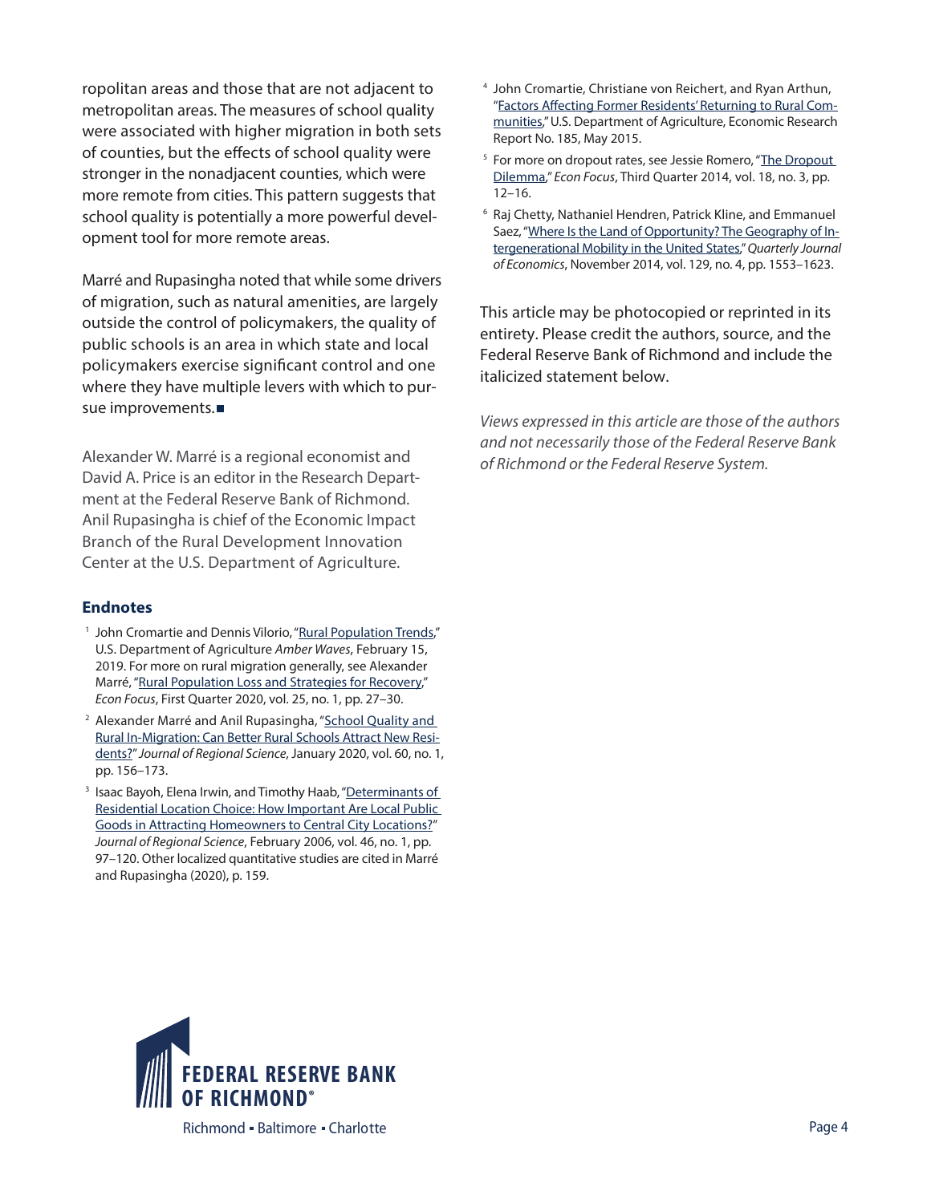ropolitan areas and those that are not adjacent to metropolitan areas. The measures of school quality were associated with higher migration in both sets of counties, but the effects of school quality were stronger in the nonadjacent counties, which were more remote from cities. This pattern suggests that school quality is potentially a more powerful development tool for more remote areas.

Marré and Rupasingha noted that while some drivers of migration, such as natural amenities, are largely outside the control of policymakers, the quality of public schools is an area in which state and local policymakers exercise significant control and one where they have multiple levers with which to pursue improvements. ■

Alexander W. Marré is a regional economist and David A. Price is an editor in the Research Department at the Federal Reserve Bank of Richmond. Anil Rupasingha is chief of the Economic Impact Branch of the Rural Development Innovation Center at the U.S. Department of Agriculture.

## Endnotes

1. John Cromartie and Dennis Vilorio, "Rural Population Trends," U.S. Department of Agriculture *Amber Waves*, February 15, 2019. For more on rural migration generally, see Alexander Marré, "Rural Population Loss and Strategies for Recovery," *Econ Focus*, First Quarter 2020, vol. 25, no. 1, pp. 27–30.
2. Alexander Marré and Anil Rupasingha, "School Quality and Rural In-Migration: Can Better Rural Schools Attract New Residents?" *Journal of Regional Science*, January 2020, vol. 60, no. 1, pp. 156–173.
3. Isaac Bayoh, Elena Irwin, and Timothy Haab, "Determinants of Residential Location Choice: How Important Are Local Public Goods in Attracting Homeowners to Central City Locations?" *Journal of Regional Science*, February 2006, vol. 46, no. 1, pp. 97–120. Other localized quantitative studies are cited in Marré and Rupasingha (2020), p. 159.
4. John Cromartie, Christiane von Reichert, and Ryan Arthun, "Factors Affecting Former Residents' Returning to Rural Communities," U.S. Department of Agriculture, Economic Research Report No. 185, May 2015.
5. For more on dropout rates, see Jessie Romero, "The Dropout Dilemma," *Econ Focus*, Third Quarter 2014, vol. 18, no. 3, pp. 12–16.
6. Raj Chetty, Nathaniel Hendren, Patrick Kline, and Emmanuel Saez, "Where Is the Land of Opportunity? The Geography of Intergenerational Mobility in the United States," *Quarterly Journal of Economics*, November 2014, vol. 129, no. 4, pp. 1553–1623.

This article may be photocopied or reprinted in its entirety. Please credit the authors, source, and the Federal Reserve Bank of Richmond and include the italicized statement below.

*Views expressed in this article are those of the authors and not necessarily those of the Federal Reserve Bank of Richmond or the Federal Reserve System.*

FEDERAL RESERVE BANK OF RICHMOND®

Richmond ▪ Baltimore ▪ Charlotte